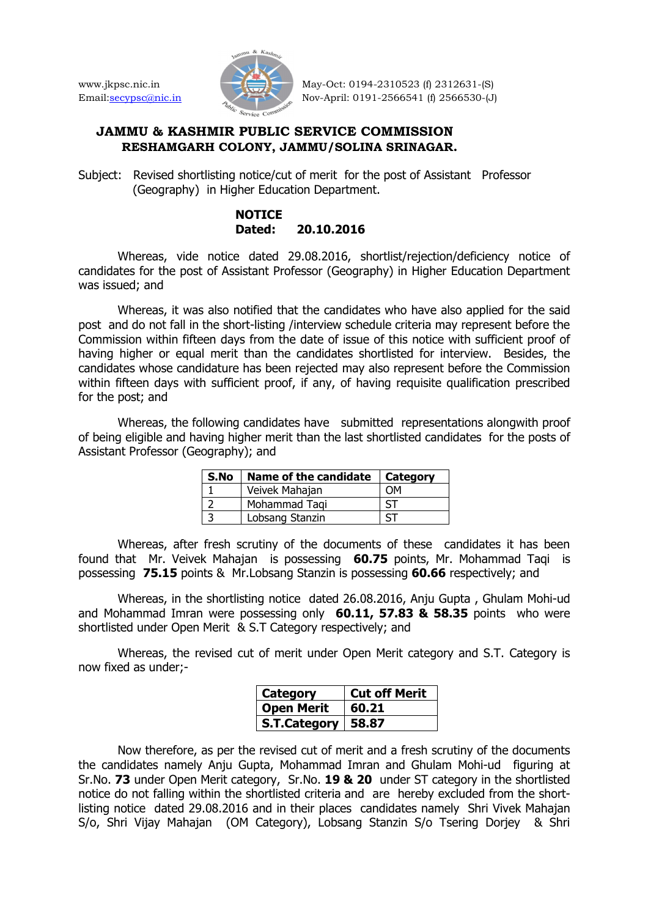www.jkpsc.nic.in
Email:secypsc@nic.in

May-Oct: 0194-2310523 (f) 2312631-(S)
Nov-April: 0191-2566541 (f) 2566530-(J)

# JAMMU & KASHMIR PUBLIC SERVICE COMMISSION
## RESHAMGARH COLONY, JAMMU/SOLINA SRINAGAR.

Subject: Revised shortlisting notice/cut of merit for the post of Assistant Professor (Geography) in Higher Education Department.

**NOTICE**
**Dated: 20.10.2016**

Whereas, vide notice dated 29.08.2016, shortlist/rejection/deficiency notice of candidates for the post of Assistant Professor (Geography) in Higher Education Department was issued; and

Whereas, it was also notified that the candidates who have also applied for the said post and do not fall in the short-listing /interview schedule criteria may represent before the Commission within fifteen days from the date of issue of this notice with sufficient proof of having higher or equal merit than the candidates shortlisted for interview. Besides, the candidates whose candidature has been rejected may also represent before the Commission within fifteen days with sufficient proof, if any, of having requisite qualification prescribed for the post; and

Whereas, the following candidates have submitted representations alongwith proof of being eligible and having higher merit than the last shortlisted candidates for the posts of Assistant Professor (Geography); and

| S.No | Name of the candidate | Category |
|---|---|---|
| 1 | Veivek Mahajan | OM |
| 2 | Mohammad Taqi | ST |
| 3 | Lobsang Stanzin | ST |

Whereas, after fresh scrutiny of the documents of these candidates it has been found that Mr. Veivek Mahajan is possessing **60.75** points, Mr. Mohammad Taqi is possessing **75.15** points & Mr.Lobsang Stanzin is possessing **60.66** respectively; and

Whereas, in the shortlisting notice dated 26.08.2016, Anju Gupta , Ghulam Mohi-ud and Mohammad Imran were possessing only **60.11, 57.83 & 58.35** points who were shortlisted under Open Merit & S.T Category respectively; and

Whereas, the revised cut of merit under Open Merit category and S.T. Category is now fixed as under;-

| Category | Cut off Merit |
|---|---|
| **Open Merit** | **60.21** |
| **S.T.Category** | **58.87** |

Now therefore, as per the revised cut of merit and a fresh scrutiny of the documents the candidates namely Anju Gupta, Mohammad Imran and Ghulam Mohi-ud figuring at Sr.No. **73** under Open Merit category, Sr.No. **19 & 20** under ST category in the shortlisted notice do not falling within the shortlisted criteria and are hereby excluded from the short-listing notice dated 29.08.2016 and in their places candidates namely Shri Vivek Mahajan S/o, Shri Vijay Mahajan (OM Category), Lobsang Stanzin S/o Tsering Dorjey & Shri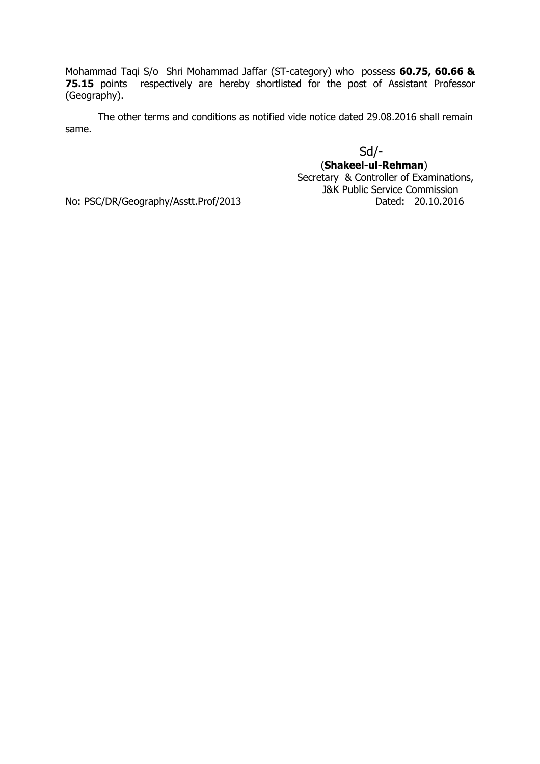Mohammad Taqi S/o Shri Mohammad Jaffar (ST-category) who possess **60.75, 60.66 & 75.15** points respectively are hereby shortlisted for the post of Assistant Professor (Geography).

The other terms and conditions as notified vide notice dated 29.08.2016 shall remain same.

Sd/-
(**Shakeel-ul-Rehman**)
Secretary & Controller of Examinations,
J&K Public Service Commission

No: PSC/DR/Geography/Asstt.Prof/2013

Dated: 20.10.2016